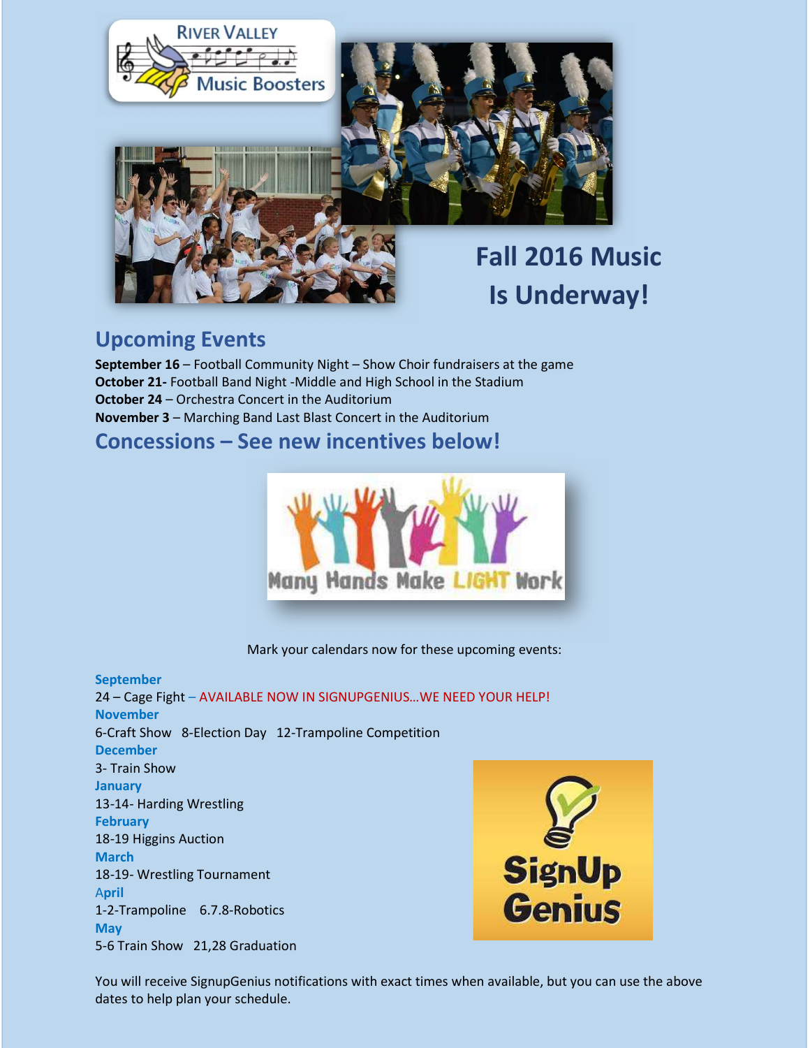# Fall 2016 Music Is Underway!

## Upcoming Events

**September 16** – Football Community Night – Show Choir fundraisers at the game
**October 21-** Football Band Night -Middle and High School in the Stadium
**October 24** – Orchestra Concert in the Auditorium
**November 3** – Marching Band Last Blast Concert in the Auditorium

## Concessions – See new incentives below!

Mark your calendars now for these upcoming events:

**September**
24 – Cage Fight – AVAILABLE NOW IN SIGNUPGENIUS…WE NEED YOUR HELP!
**November**
6-Craft Show   8-Election Day   12-Trampoline Competition
**December**
3- Train Show
**January**
13-14- Harding Wrestling
**February**
18-19 Higgins Auction
**March**
18-19- Wrestling Tournament
**April**
1-2-Trampoline   6.7.8-Robotics
**May**
5-6 Train Show   21,28 Graduation

You will receive SignupGenius notifications with exact times when available, but you can use the above dates to help plan your schedule.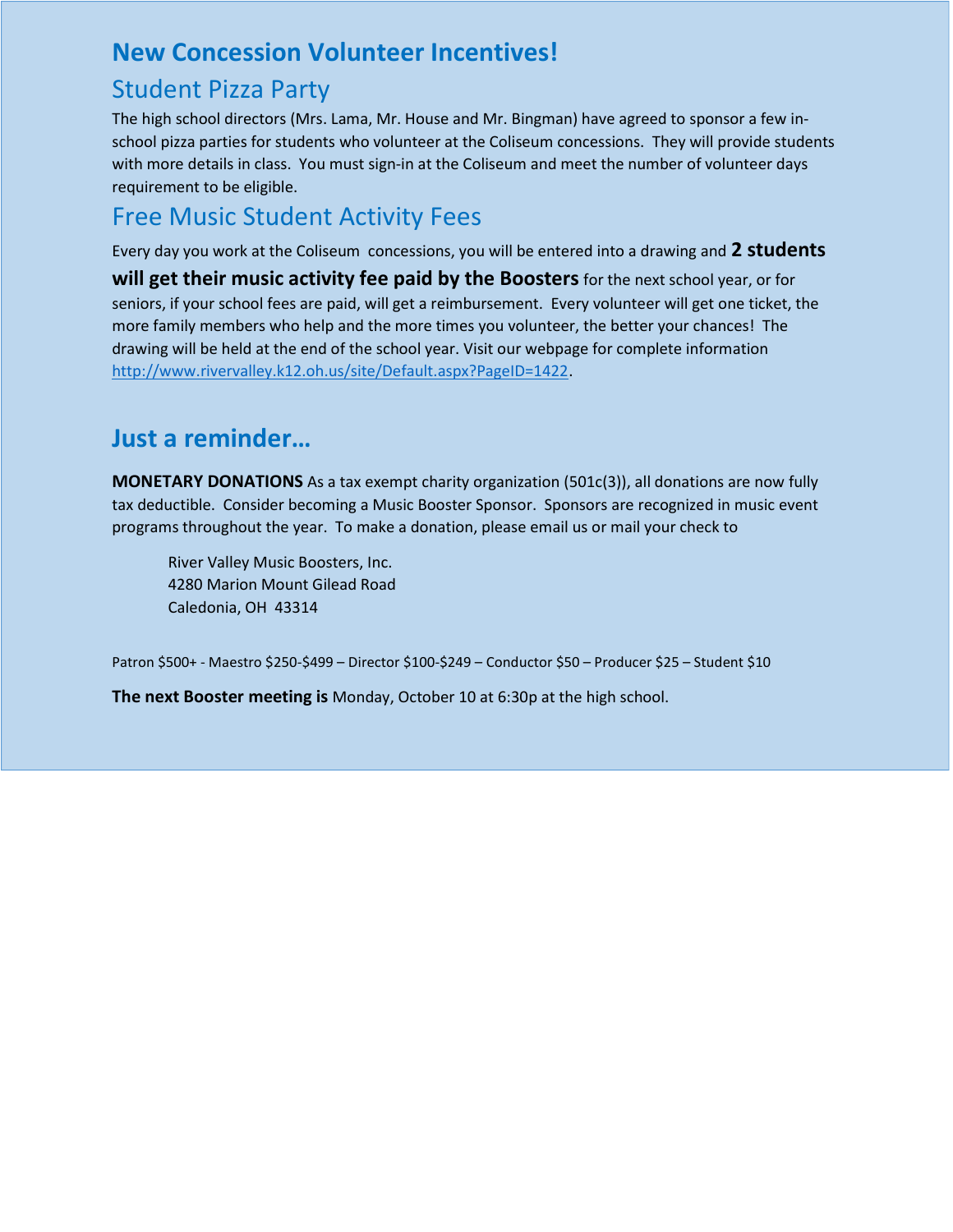## New Concession Volunteer Incentives!

### Student Pizza Party

The high school directors (Mrs. Lama, Mr. House and Mr. Bingman) have agreed to sponsor a few in-school pizza parties for students who volunteer at the Coliseum concessions. They will provide students with more details in class. You must sign-in at the Coliseum and meet the number of volunteer days requirement to be eligible.

### Free Music Student Activity Fees

Every day you work at the Coliseum concessions, you will be entered into a drawing and **2 students will get their music activity fee paid by the Boosters** for the next school year, or for seniors, if your school fees are paid, will get a reimbursement. Every volunteer will get one ticket, the more family members who help and the more times you volunteer, the better your chances! The drawing will be held at the end of the school year. Visit our webpage for complete information http://www.rivervalley.k12.oh.us/site/Default.aspx?PageID=1422.

## Just a reminder…

**MONETARY DONATIONS** As a tax exempt charity organization (501c(3)), all donations are now fully tax deductible. Consider becoming a Music Booster Sponsor. Sponsors are recognized in music event programs throughout the year. To make a donation, please email us or mail your check to

River Valley Music Boosters, Inc.
4280 Marion Mount Gilead Road
Caledonia, OH 43314

Patron $500+ - Maestro $250-$499 – Director $100-$249 – Conductor $50 – Producer $25 – Student $10

**The next Booster meeting is** Monday, October 10 at 6:30p at the high school.